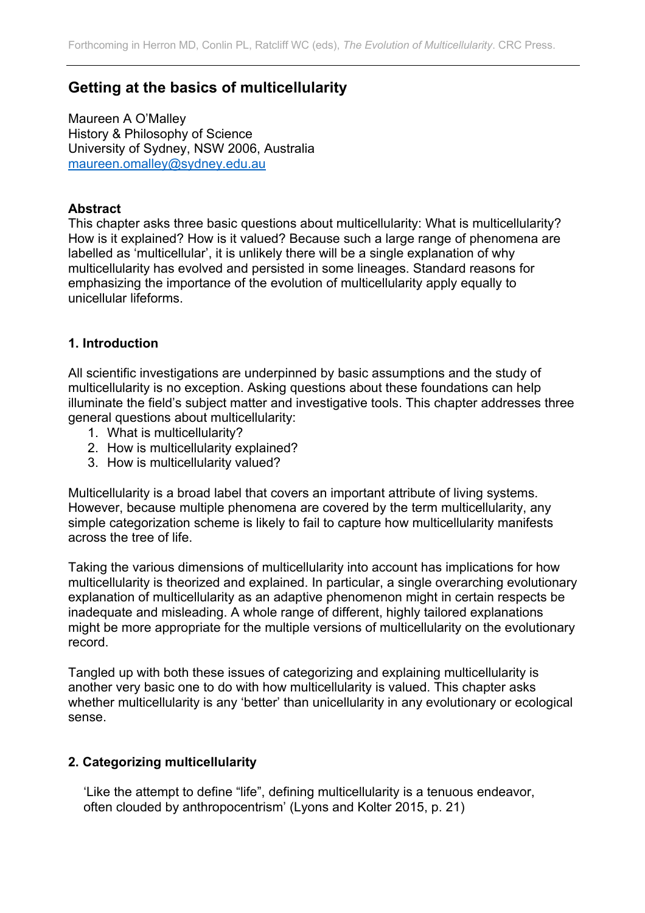Forthcoming in Herron MD, Conlin PL, Ratcliff WC (eds), *The Evolution of Multicellularity*. CRC Press.

# Getting at the basics of multicellularity

Maureen A O'Malley
History & Philosophy of Science
University of Sydney, NSW 2006, Australia
maureen.omalley@sydney.edu.au

**Abstract**
This chapter asks three basic questions about multicellularity: What is multicellularity? How is it explained? How is it valued? Because such a large range of phenomena are labelled as 'multicellular', it is unlikely there will be a single explanation of why multicellularity has evolved and persisted in some lineages. Standard reasons for emphasizing the importance of the evolution of multicellularity apply equally to unicellular lifeforms.

## 1. Introduction

All scientific investigations are underpinned by basic assumptions and the study of multicellularity is no exception. Asking questions about these foundations can help illuminate the field's subject matter and investigative tools. This chapter addresses three general questions about multicellularity:

1. What is multicellularity?
2. How is multicellularity explained?
3. How is multicellularity valued?

Multicellularity is a broad label that covers an important attribute of living systems. However, because multiple phenomena are covered by the term multicellularity, any simple categorization scheme is likely to fail to capture how multicellularity manifests across the tree of life.

Taking the various dimensions of multicellularity into account has implications for how multicellularity is theorized and explained. In particular, a single overarching evolutionary explanation of multicellularity as an adaptive phenomenon might in certain respects be inadequate and misleading. A whole range of different, highly tailored explanations might be more appropriate for the multiple versions of multicellularity on the evolutionary record.

Tangled up with both these issues of categorizing and explaining multicellularity is another very basic one to do with how multicellularity is valued. This chapter asks whether multicellularity is any 'better' than unicellularity in any evolutionary or ecological sense.

## 2. Categorizing multicellularity

> 'Like the attempt to define "life", defining multicellularity is a tenuous endeavor, often clouded by anthropocentrism' (Lyons and Kolter 2015, p. 21)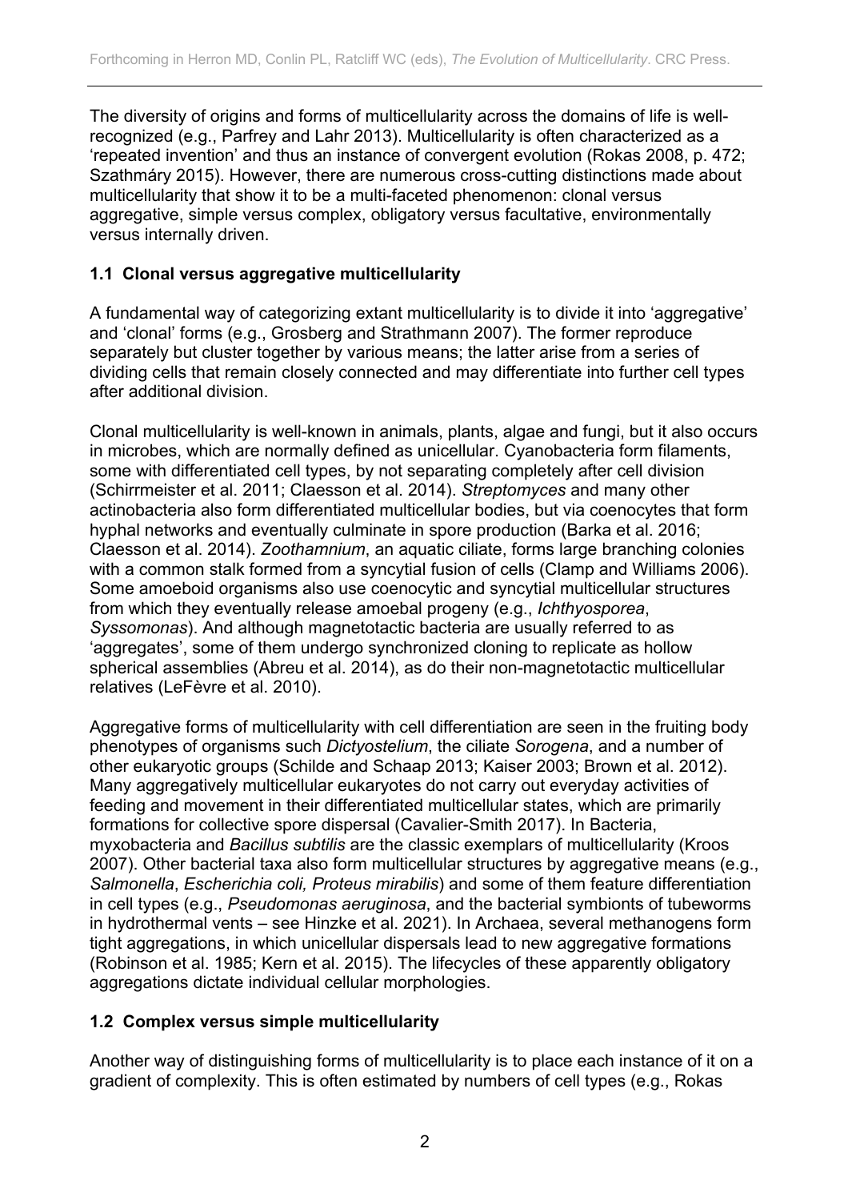The diversity of origins and forms of multicellularity across the domains of life is well-recognized (e.g., Parfrey and Lahr 2013). Multicellularity is often characterized as a 'repeated invention' and thus an instance of convergent evolution (Rokas 2008, p. 472; Szathmáry 2015). However, there are numerous cross-cutting distinctions made about multicellularity that show it to be a multi-faceted phenomenon: clonal versus aggregative, simple versus complex, obligatory versus facultative, environmentally versus internally driven.

## 1.1 Clonal versus aggregative multicellularity

A fundamental way of categorizing extant multicellularity is to divide it into 'aggregative' and 'clonal' forms (e.g., Grosberg and Strathmann 2007). The former reproduce separately but cluster together by various means; the latter arise from a series of dividing cells that remain closely connected and may differentiate into further cell types after additional division.

Clonal multicellularity is well-known in animals, plants, algae and fungi, but it also occurs in microbes, which are normally defined as unicellular. Cyanobacteria form filaments, some with differentiated cell types, by not separating completely after cell division (Schirrmeister et al. 2011; Claesson et al. 2014). *Streptomyces* and many other actinobacteria also form differentiated multicellular bodies, but via coenocytes that form hyphal networks and eventually culminate in spore production (Barka et al. 2016; Claesson et al. 2014). *Zoothamnium*, an aquatic ciliate, forms large branching colonies with a common stalk formed from a syncytial fusion of cells (Clamp and Williams 2006). Some amoeboid organisms also use coenocytic and syncytial multicellular structures from which they eventually release amoebal progeny (e.g., *Ichthyosporea*, *Syssomonas*). And although magnetotactic bacteria are usually referred to as 'aggregates', some of them undergo synchronized cloning to replicate as hollow spherical assemblies (Abreu et al. 2014), as do their non-magnetotactic multicellular relatives (LeFèvre et al. 2010).

Aggregative forms of multicellularity with cell differentiation are seen in the fruiting body phenotypes of organisms such *Dictyostelium*, the ciliate *Sorogena*, and a number of other eukaryotic groups (Schilde and Schaap 2013; Kaiser 2003; Brown et al. 2012). Many aggregatively multicellular eukaryotes do not carry out everyday activities of feeding and movement in their differentiated multicellular states, which are primarily formations for collective spore dispersal (Cavalier-Smith 2017). In Bacteria, myxobacteria and *Bacillus subtilis* are the classic exemplars of multicellularity (Kroos 2007). Other bacterial taxa also form multicellular structures by aggregative means (e.g., *Salmonella*, *Escherichia coli, Proteus mirabilis*) and some of them feature differentiation in cell types (e.g., *Pseudomonas aeruginosa*, and the bacterial symbionts of tubeworms in hydrothermal vents – see Hinzke et al. 2021). In Archaea, several methanogens form tight aggregations, in which unicellular dispersals lead to new aggregative formations (Robinson et al. 1985; Kern et al. 2015). The lifecycles of these apparently obligatory aggregations dictate individual cellular morphologies.

## 1.2 Complex versus simple multicellularity

Another way of distinguishing forms of multicellularity is to place each instance of it on a gradient of complexity. This is often estimated by numbers of cell types (e.g., Rokas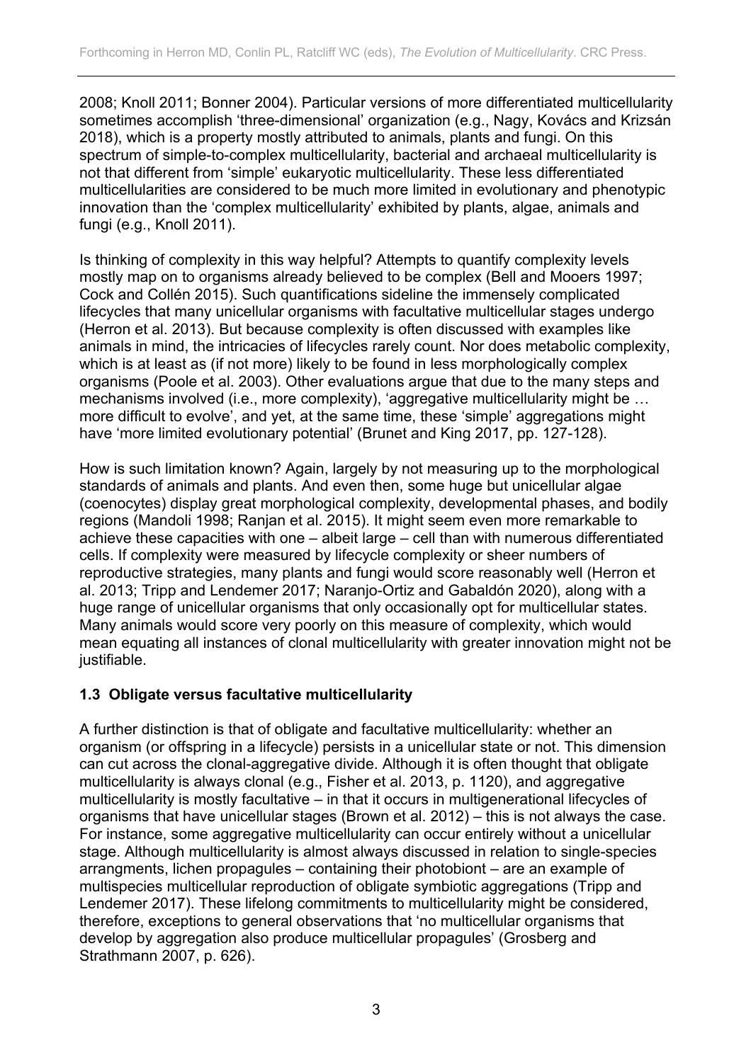2008; Knoll 2011; Bonner 2004). Particular versions of more differentiated multicellularity sometimes accomplish 'three-dimensional' organization (e.g., Nagy, Kovács and Krizsán 2018), which is a property mostly attributed to animals, plants and fungi. On this spectrum of simple-to-complex multicellularity, bacterial and archaeal multicellularity is not that different from 'simple' eukaryotic multicellularity. These less differentiated multicellularities are considered to be much more limited in evolutionary and phenotypic innovation than the 'complex multicellularity' exhibited by plants, algae, animals and fungi (e.g., Knoll 2011).

Is thinking of complexity in this way helpful? Attempts to quantify complexity levels mostly map on to organisms already believed to be complex (Bell and Mooers 1997; Cock and Collén 2015). Such quantifications sideline the immensely complicated lifecycles that many unicellular organisms with facultative multicellular stages undergo (Herron et al. 2013). But because complexity is often discussed with examples like animals in mind, the intricacies of lifecycles rarely count. Nor does metabolic complexity, which is at least as (if not more) likely to be found in less morphologically complex organisms (Poole et al. 2003). Other evaluations argue that due to the many steps and mechanisms involved (i.e., more complexity), 'aggregative multicellularity might be … more difficult to evolve', and yet, at the same time, these 'simple' aggregations might have 'more limited evolutionary potential' (Brunet and King 2017, pp. 127-128).

How is such limitation known? Again, largely by not measuring up to the morphological standards of animals and plants. And even then, some huge but unicellular algae (coenocytes) display great morphological complexity, developmental phases, and bodily regions (Mandoli 1998; Ranjan et al. 2015). It might seem even more remarkable to achieve these capacities with one – albeit large – cell than with numerous differentiated cells. If complexity were measured by lifecycle complexity or sheer numbers of reproductive strategies, many plants and fungi would score reasonably well (Herron et al. 2013; Tripp and Lendemer 2017; Naranjo-Ortiz and Gabaldón 2020), along with a huge range of unicellular organisms that only occasionally opt for multicellular states. Many animals would score very poorly on this measure of complexity, which would mean equating all instances of clonal multicellularity with greater innovation might not be justifiable.

### 1.3 Obligate versus facultative multicellularity

A further distinction is that of obligate and facultative multicellularity: whether an organism (or offspring in a lifecycle) persists in a unicellular state or not. This dimension can cut across the clonal-aggregative divide. Although it is often thought that obligate multicellularity is always clonal (e.g., Fisher et al. 2013, p. 1120), and aggregative multicellularity is mostly facultative – in that it occurs in multigenerational lifecycles of organisms that have unicellular stages (Brown et al. 2012) – this is not always the case. For instance, some aggregative multicellularity can occur entirely without a unicellular stage. Although multicellularity is almost always discussed in relation to single-species arrangments, lichen propagules – containing their photobiont – are an example of multispecies multicellular reproduction of obligate symbiotic aggregations (Tripp and Lendemer 2017). These lifelong commitments to multicellularity might be considered, therefore, exceptions to general observations that 'no multicellular organisms that develop by aggregation also produce multicellular propagules' (Grosberg and Strathmann 2007, p. 626).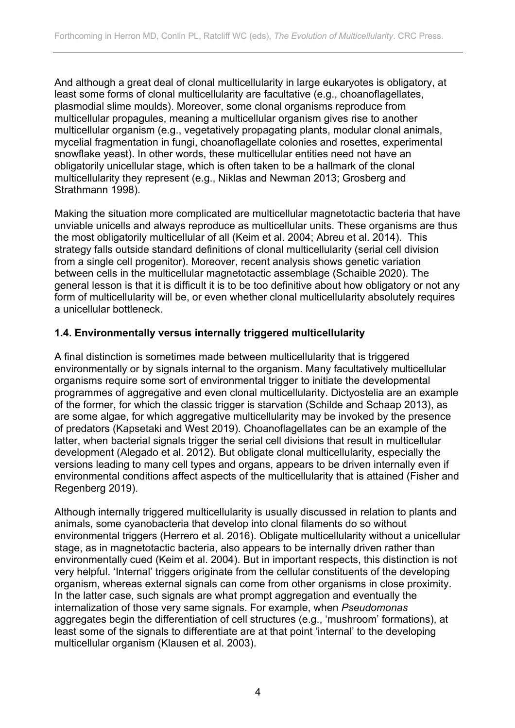And although a great deal of clonal multicellularity in large eukaryotes is obligatory, at least some forms of clonal multicellularity are facultative (e.g., choanoflagellates, plasmodial slime moulds). Moreover, some clonal organisms reproduce from multicellular propagules, meaning a multicellular organism gives rise to another multicellular organism (e.g., vegetatively propagating plants, modular clonal animals, mycelial fragmentation in fungi, choanoflagellate colonies and rosettes, experimental snowflake yeast). In other words, these multicellular entities need not have an obligatorily unicellular stage, which is often taken to be a hallmark of the clonal multicellularity they represent (e.g., Niklas and Newman 2013; Grosberg and Strathmann 1998).

Making the situation more complicated are multicellular magnetotactic bacteria that have unviable unicells and always reproduce as multicellular units. These organisms are thus the most obligatorily multicellular of all (Keim et al. 2004; Abreu et al. 2014). This strategy falls outside standard definitions of clonal multicellularity (serial cell division from a single cell progenitor). Moreover, recent analysis shows genetic variation between cells in the multicellular magnetotactic assemblage (Schaible 2020). The general lesson is that it is difficult it is to be too definitive about how obligatory or not any form of multicellularity will be, or even whether clonal multicellularity absolutely requires a unicellular bottleneck.

### 1.4. Environmentally versus internally triggered multicellularity

A final distinction is sometimes made between multicellularity that is triggered environmentally or by signals internal to the organism. Many facultatively multicellular organisms require some sort of environmental trigger to initiate the developmental programmes of aggregative and even clonal multicellularity. Dictyostelia are an example of the former, for which the classic trigger is starvation (Schilde and Schaap 2013), as are some algae, for which aggregative multicellularity may be invoked by the presence of predators (Kapsetaki and West 2019). Choanoflagellates can be an example of the latter, when bacterial signals trigger the serial cell divisions that result in multicellular development (Alegado et al. 2012). But obligate clonal multicellularity, especially the versions leading to many cell types and organs, appears to be driven internally even if environmental conditions affect aspects of the multicellularity that is attained (Fisher and Regenberg 2019).

Although internally triggered multicellularity is usually discussed in relation to plants and animals, some cyanobacteria that develop into clonal filaments do so without environmental triggers (Herrero et al. 2016). Obligate multicellularity without a unicellular stage, as in magnetotactic bacteria, also appears to be internally driven rather than environmentally cued (Keim et al. 2004). But in important respects, this distinction is not very helpful. 'Internal' triggers originate from the cellular constituents of the developing organism, whereas external signals can come from other organisms in close proximity. In the latter case, such signals are what prompt aggregation and eventually the internalization of those very same signals. For example, when *Pseudomonas* aggregates begin the differentiation of cell structures (e.g., 'mushroom' formations), at least some of the signals to differentiate are at that point 'internal' to the developing multicellular organism (Klausen et al. 2003).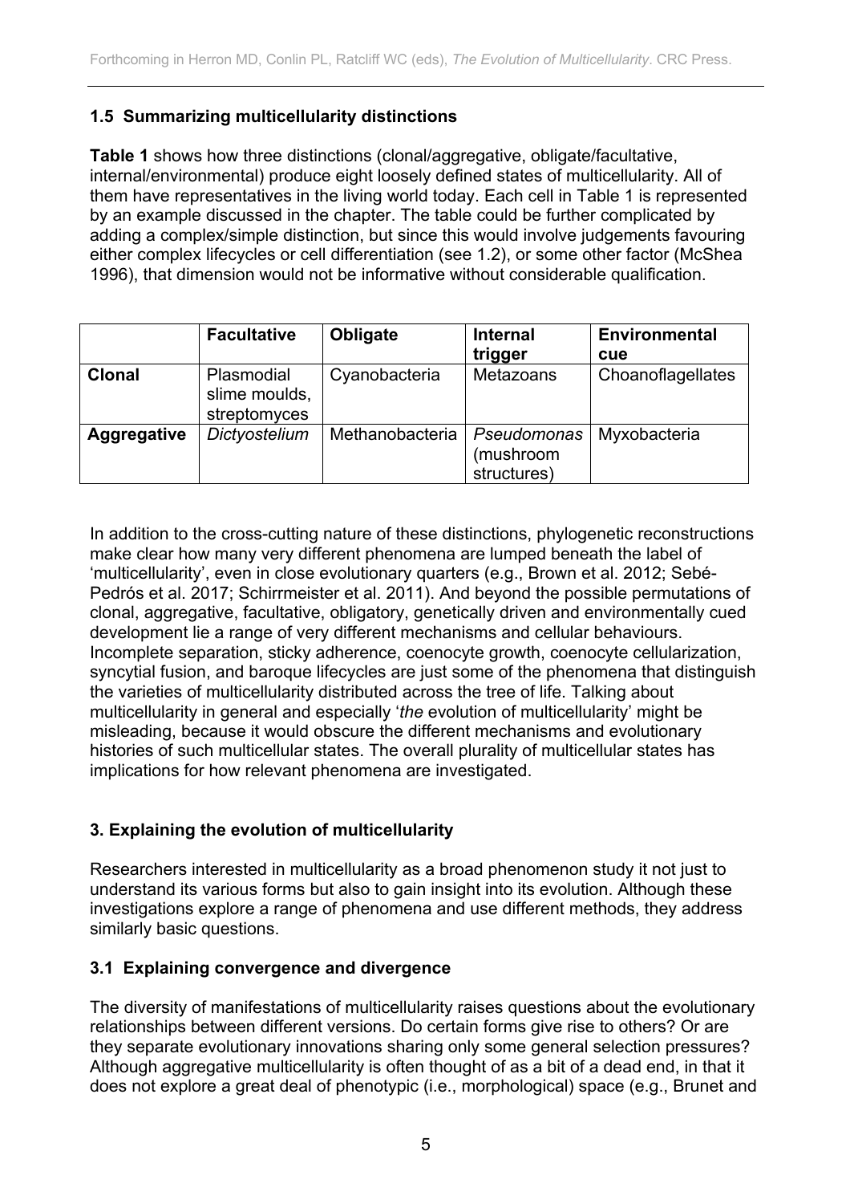### 1.5 Summarizing multicellularity distinctions

**Table 1** shows how three distinctions (clonal/aggregative, obligate/facultative, internal/environmental) produce eight loosely defined states of multicellularity. All of them have representatives in the living world today. Each cell in Table 1 is represented by an example discussed in the chapter. The table could be further complicated by adding a complex/simple distinction, but since this would involve judgements favouring either complex lifecycles or cell differentiation (see 1.2), or some other factor (McShea 1996), that dimension would not be informative without considerable qualification.

| | **Facultative** | **Obligate** | **Internal trigger** | **Environmental cue** |
|---|---|---|---|---|
| **Clonal** | Plasmodial slime moulds, streptomyces | Cyanobacteria | Metazoans | Choanoflagellates |
| **Aggregative** | *Dictyostelium* | Methanobacteria | *Pseudomonas* (mushroom structures) | Myxobacteria |

In addition to the cross-cutting nature of these distinctions, phylogenetic reconstructions make clear how many very different phenomena are lumped beneath the label of 'multicellularity', even in close evolutionary quarters (e.g., Brown et al. 2012; Sebé-Pedrós et al. 2017; Schirrmeister et al. 2011). And beyond the possible permutations of clonal, aggregative, facultative, obligatory, genetically driven and environmentally cued development lie a range of very different mechanisms and cellular behaviours. Incomplete separation, sticky adherence, coenocyte growth, coenocyte cellularization, syncytial fusion, and baroque lifecycles are just some of the phenomena that distinguish the varieties of multicellularity distributed across the tree of life. Talking about multicellularity in general and especially '*the* evolution of multicellularity' might be misleading, because it would obscure the different mechanisms and evolutionary histories of such multicellular states. The overall plurality of multicellular states has implications for how relevant phenomena are investigated.

## 3. Explaining the evolution of multicellularity

Researchers interested in multicellularity as a broad phenomenon study it not just to understand its various forms but also to gain insight into its evolution. Although these investigations explore a range of phenomena and use different methods, they address similarly basic questions.

### 3.1 Explaining convergence and divergence

The diversity of manifestations of multicellularity raises questions about the evolutionary relationships between different versions. Do certain forms give rise to others? Or are they separate evolutionary innovations sharing only some general selection pressures? Although aggregative multicellularity is often thought of as a bit of a dead end, in that it does not explore a great deal of phenotypic (i.e., morphological) space (e.g., Brunet and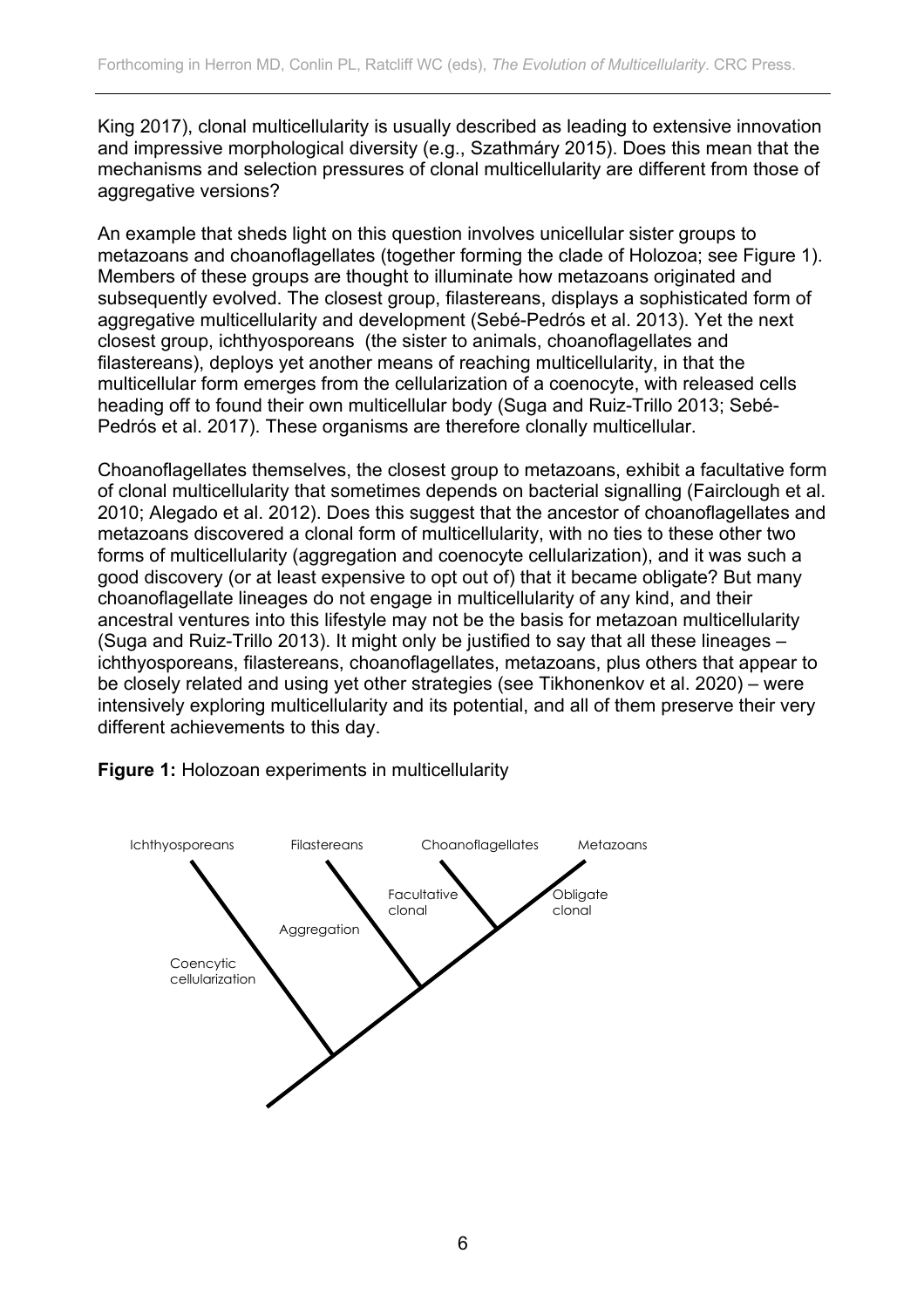King 2017), clonal multicellularity is usually described as leading to extensive innovation and impressive morphological diversity (e.g., Szathmáry 2015). Does this mean that the mechanisms and selection pressures of clonal multicellularity are different from those of aggregative versions?

An example that sheds light on this question involves unicellular sister groups to metazoans and choanoflagellates (together forming the clade of Holozoa; see Figure 1). Members of these groups are thought to illuminate how metazoans originated and subsequently evolved. The closest group, filastereans, displays a sophisticated form of aggregative multicellularity and development (Sebé-Pedrós et al. 2013). Yet the next closest group, ichthyosporeans (the sister to animals, choanoflagellates and filastereans), deploys yet another means of reaching multicellularity, in that the multicellular form emerges from the cellularization of a coenocyte, with released cells heading off to found their own multicellular body (Suga and Ruiz-Trillo 2013; Sebé-Pedrós et al. 2017). These organisms are therefore clonally multicellular.

Choanoflagellates themselves, the closest group to metazoans, exhibit a facultative form of clonal multicellularity that sometimes depends on bacterial signalling (Fairclough et al. 2010; Alegado et al. 2012). Does this suggest that the ancestor of choanoflagellates and metazoans discovered a clonal form of multicellularity, with no ties to these other two forms of multicellularity (aggregation and coenocyte cellularization), and it was such a good discovery (or at least expensive to opt out of) that it became obligate? But many choanoflagellate lineages do not engage in multicellularity of any kind, and their ancestral ventures into this lifestyle may not be the basis for metazoan multicellularity (Suga and Ruiz-Trillo 2013). It might only be justified to say that all these lineages – ichthyosporeans, filastereans, choanoflagellates, metazoans, plus others that appear to be closely related and using yet other strategies (see Tikhonenkov et al. 2020) – were intensively exploring multicellularity and its potential, and all of them preserve their very different achievements to this day.

**Figure 1:** Holozoan experiments in multicellularity

Ichthyosporeans — Coencytic cellularization
Filastereans — Aggregation
Choanoflagellates — Facultative clonal
Metazoans — Obligate clonal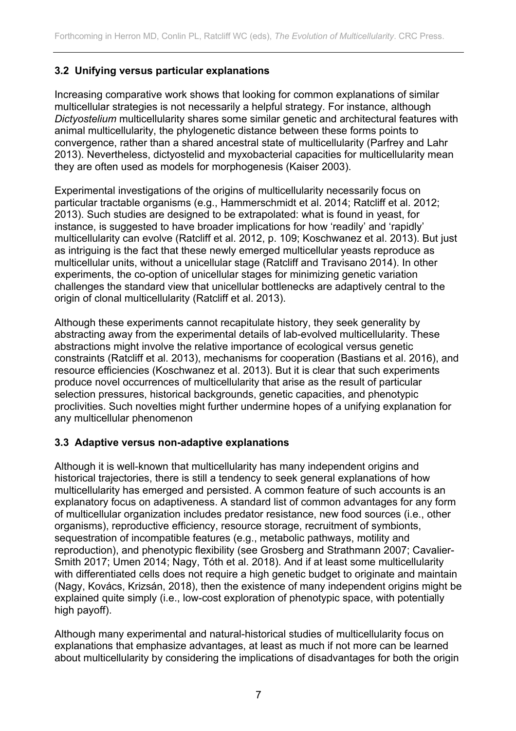### 3.2 Unifying versus particular explanations

Increasing comparative work shows that looking for common explanations of similar multicellular strategies is not necessarily a helpful strategy. For instance, although *Dictyostelium* multicellularity shares some similar genetic and architectural features with animal multicellularity, the phylogenetic distance between these forms points to convergence, rather than a shared ancestral state of multicellularity (Parfrey and Lahr 2013). Nevertheless, dictyostelid and myxobacterial capacities for multicellularity mean they are often used as models for morphogenesis (Kaiser 2003).

Experimental investigations of the origins of multicellularity necessarily focus on particular tractable organisms (e.g., Hammerschmidt et al. 2014; Ratcliff et al. 2012; 2013). Such studies are designed to be extrapolated: what is found in yeast, for instance, is suggested to have broader implications for how 'readily' and 'rapidly' multicellularity can evolve (Ratcliff et al. 2012, p. 109; Koschwanez et al. 2013). But just as intriguing is the fact that these newly emerged multicellular yeasts reproduce as multicellular units, without a unicellular stage (Ratcliff and Travisano 2014). In other experiments, the co-option of unicellular stages for minimizing genetic variation challenges the standard view that unicellular bottlenecks are adaptively central to the origin of clonal multicellularity (Ratcliff et al. 2013).

Although these experiments cannot recapitulate history, they seek generality by abstracting away from the experimental details of lab-evolved multicellularity. These abstractions might involve the relative importance of ecological versus genetic constraints (Ratcliff et al. 2013), mechanisms for cooperation (Bastians et al. 2016), and resource efficiencies (Koschwanez et al. 2013). But it is clear that such experiments produce novel occurrences of multicellularity that arise as the result of particular selection pressures, historical backgrounds, genetic capacities, and phenotypic proclivities. Such novelties might further undermine hopes of a unifying explanation for any multicellular phenomenon

### 3.3 Adaptive versus non-adaptive explanations

Although it is well-known that multicellularity has many independent origins and historical trajectories, there is still a tendency to seek general explanations of how multicellularity has emerged and persisted. A common feature of such accounts is an explanatory focus on adaptiveness. A standard list of common advantages for any form of multicellular organization includes predator resistance, new food sources (i.e., other organisms), reproductive efficiency, resource storage, recruitment of symbionts, sequestration of incompatible features (e.g., metabolic pathways, motility and reproduction), and phenotypic flexibility (see Grosberg and Strathmann 2007; Cavalier-Smith 2017; Umen 2014; Nagy, Tóth et al. 2018). And if at least some multicellularity with differentiated cells does not require a high genetic budget to originate and maintain (Nagy, Kovács, Krizsán, 2018), then the existence of many independent origins might be explained quite simply (i.e., low-cost exploration of phenotypic space, with potentially high payoff).

Although many experimental and natural-historical studies of multicellularity focus on explanations that emphasize advantages, at least as much if not more can be learned about multicellularity by considering the implications of disadvantages for both the origin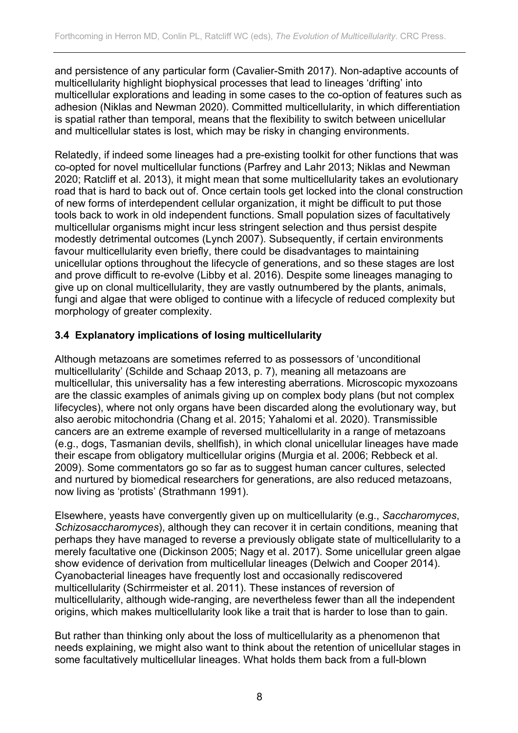and persistence of any particular form (Cavalier-Smith 2017). Non-adaptive accounts of multicellularity highlight biophysical processes that lead to lineages 'drifting' into multicellular explorations and leading in some cases to the co-option of features such as adhesion (Niklas and Newman 2020). Committed multicellularity, in which differentiation is spatial rather than temporal, means that the flexibility to switch between unicellular and multicellular states is lost, which may be risky in changing environments.

Relatedly, if indeed some lineages had a pre-existing toolkit for other functions that was co-opted for novel multicellular functions (Parfrey and Lahr 2013; Niklas and Newman 2020; Ratcliff et al. 2013), it might mean that some multicellularity takes an evolutionary road that is hard to back out of. Once certain tools get locked into the clonal construction of new forms of interdependent cellular organization, it might be difficult to put those tools back to work in old independent functions. Small population sizes of facultatively multicellular organisms might incur less stringent selection and thus persist despite modestly detrimental outcomes (Lynch 2007). Subsequently, if certain environments favour multicellularity even briefly, there could be disadvantages to maintaining unicellular options throughout the lifecycle of generations, and so these stages are lost and prove difficult to re-evolve (Libby et al. 2016). Despite some lineages managing to give up on clonal multicellularity, they are vastly outnumbered by the plants, animals, fungi and algae that were obliged to continue with a lifecycle of reduced complexity but morphology of greater complexity.

### 3.4 Explanatory implications of losing multicellularity

Although metazoans are sometimes referred to as possessors of 'unconditional multicellularity' (Schilde and Schaap 2013, p. 7), meaning all metazoans are multicellular, this universality has a few interesting aberrations. Microscopic myxozoans are the classic examples of animals giving up on complex body plans (but not complex lifecycles), where not only organs have been discarded along the evolutionary way, but also aerobic mitochondria (Chang et al. 2015; Yahalomi et al. 2020). Transmissible cancers are an extreme example of reversed multicellularity in a range of metazoans (e.g., dogs, Tasmanian devils, shellfish), in which clonal unicellular lineages have made their escape from obligatory multicellular origins (Murgia et al. 2006; Rebbeck et al. 2009). Some commentators go so far as to suggest human cancer cultures, selected and nurtured by biomedical researchers for generations, are also reduced metazoans, now living as 'protists' (Strathmann 1991).

Elsewhere, yeasts have convergently given up on multicellularity (e.g., *Saccharomyces*, *Schizosaccharomyces*), although they can recover it in certain conditions, meaning that perhaps they have managed to reverse a previously obligate state of multicellularity to a merely facultative one (Dickinson 2005; Nagy et al. 2017). Some unicellular green algae show evidence of derivation from multicellular lineages (Delwich and Cooper 2014). Cyanobacterial lineages have frequently lost and occasionally rediscovered multicellularity (Schirrmeister et al. 2011). These instances of reversion of multicellularity, although wide-ranging, are nevertheless fewer than all the independent origins, which makes multicellularity look like a trait that is harder to lose than to gain.

But rather than thinking only about the loss of multicellularity as a phenomenon that needs explaining, we might also want to think about the retention of unicellular stages in some facultatively multicellular lineages. What holds them back from a full-blown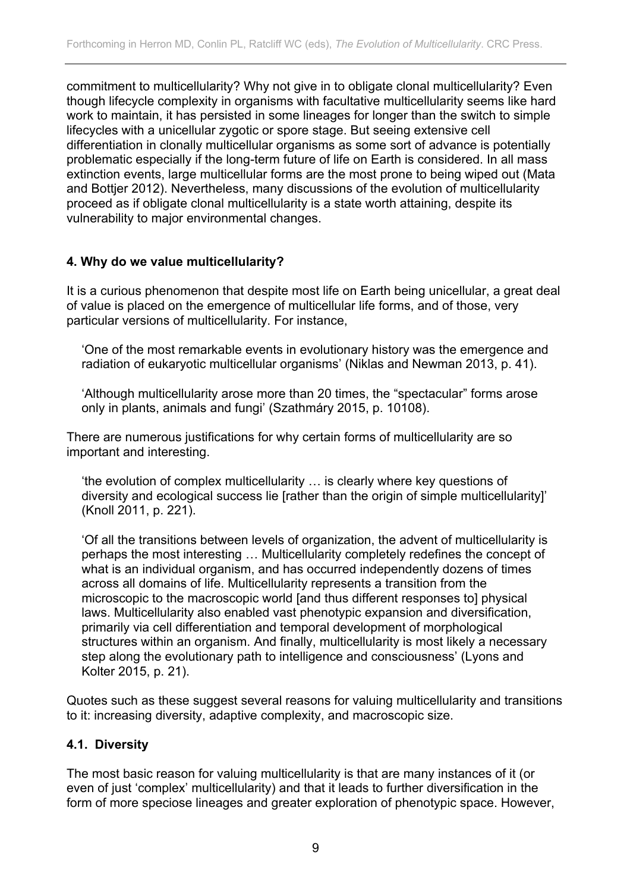commitment to multicellularity? Why not give in to obligate clonal multicellularity? Even though lifecycle complexity in organisms with facultative multicellularity seems like hard work to maintain, it has persisted in some lineages for longer than the switch to simple lifecycles with a unicellular zygotic or spore stage. But seeing extensive cell differentiation in clonally multicellular organisms as some sort of advance is potentially problematic especially if the long-term future of life on Earth is considered. In all mass extinction events, large multicellular forms are the most prone to being wiped out (Mata and Bottjer 2012). Nevertheless, many discussions of the evolution of multicellularity proceed as if obligate clonal multicellularity is a state worth attaining, despite its vulnerability to major environmental changes.

## 4. Why do we value multicellularity?

It is a curious phenomenon that despite most life on Earth being unicellular, a great deal of value is placed on the emergence of multicellular life forms, and of those, very particular versions of multicellularity. For instance,

> 'One of the most remarkable events in evolutionary history was the emergence and radiation of eukaryotic multicellular organisms' (Niklas and Newman 2013, p. 41).
>
> 'Although multicellularity arose more than 20 times, the "spectacular" forms arose only in plants, animals and fungi' (Szathmáry 2015, p. 10108).

There are numerous justifications for why certain forms of multicellularity are so important and interesting.

> 'the evolution of complex multicellularity … is clearly where key questions of diversity and ecological success lie [rather than the origin of simple multicellularity]' (Knoll 2011, p. 221).
>
> 'Of all the transitions between levels of organization, the advent of multicellularity is perhaps the most interesting … Multicellularity completely redefines the concept of what is an individual organism, and has occurred independently dozens of times across all domains of life. Multicellularity represents a transition from the microscopic to the macroscopic world [and thus different responses to] physical laws. Multicellularity also enabled vast phenotypic expansion and diversification, primarily via cell differentiation and temporal development of morphological structures within an organism. And finally, multicellularity is most likely a necessary step along the evolutionary path to intelligence and consciousness' (Lyons and Kolter 2015, p. 21).

Quotes such as these suggest several reasons for valuing multicellularity and transitions to it: increasing diversity, adaptive complexity, and macroscopic size.

### 4.1. Diversity

The most basic reason for valuing multicellularity is that are many instances of it (or even of just 'complex' multicellularity) and that it leads to further diversification in the form of more speciose lineages and greater exploration of phenotypic space. However,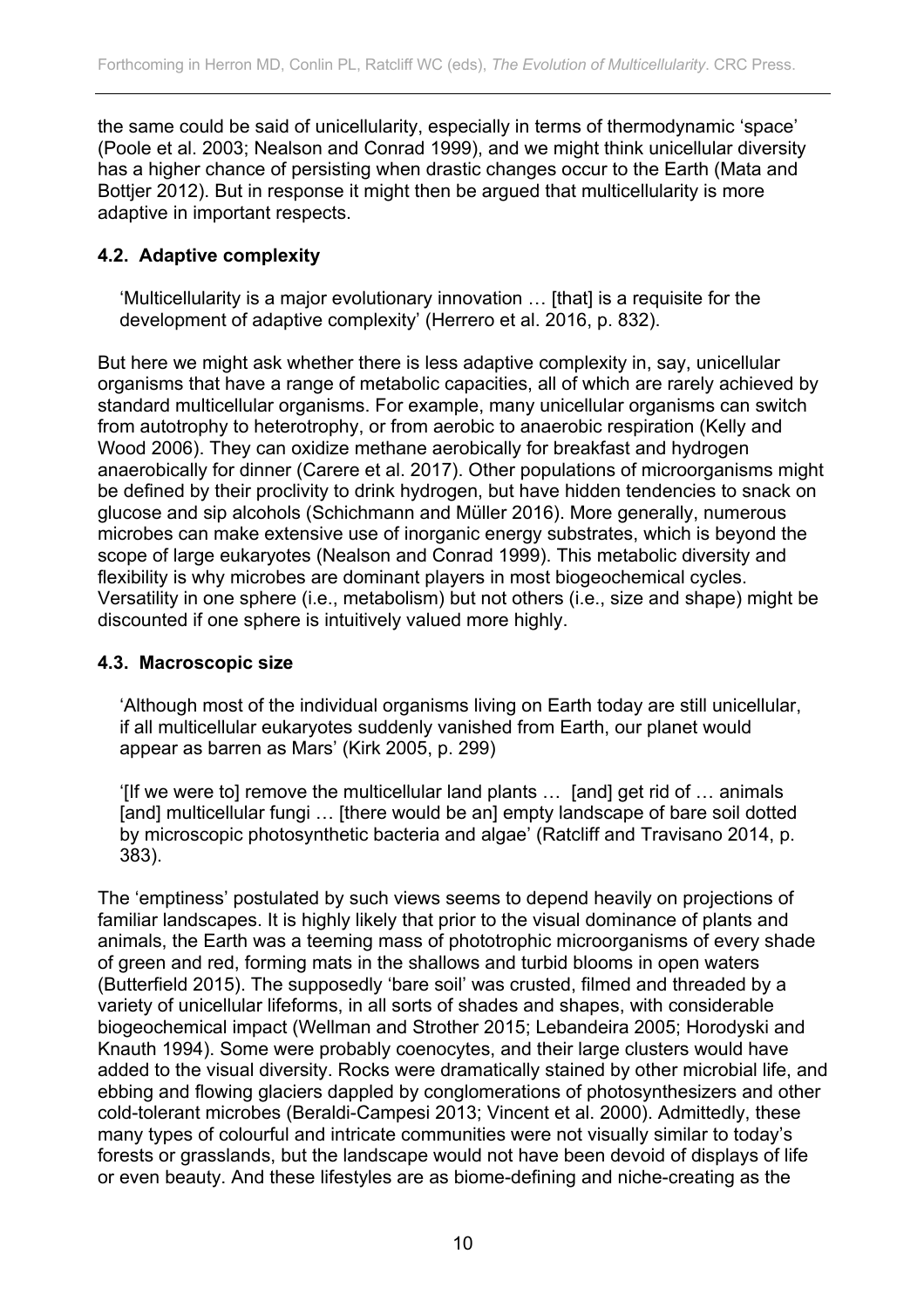the same could be said of unicellularity, especially in terms of thermodynamic 'space' (Poole et al. 2003; Nealson and Conrad 1999), and we might think unicellular diversity has a higher chance of persisting when drastic changes occur to the Earth (Mata and Bottjer 2012). But in response it might then be argued that multicellularity is more adaptive in important respects.

### 4.2. Adaptive complexity

> 'Multicellularity is a major evolutionary innovation … [that] is a requisite for the development of adaptive complexity' (Herrero et al. 2016, p. 832).

But here we might ask whether there is less adaptive complexity in, say, unicellular organisms that have a range of metabolic capacities, all of which are rarely achieved by standard multicellular organisms. For example, many unicellular organisms can switch from autotrophy to heterotrophy, or from aerobic to anaerobic respiration (Kelly and Wood 2006). They can oxidize methane aerobically for breakfast and hydrogen anaerobically for dinner (Carere et al. 2017). Other populations of microorganisms might be defined by their proclivity to drink hydrogen, but have hidden tendencies to snack on glucose and sip alcohols (Schichmann and Müller 2016). More generally, numerous microbes can make extensive use of inorganic energy substrates, which is beyond the scope of large eukaryotes (Nealson and Conrad 1999). This metabolic diversity and flexibility is why microbes are dominant players in most biogeochemical cycles. Versatility in one sphere (i.e., metabolism) but not others (i.e., size and shape) might be discounted if one sphere is intuitively valued more highly.

### 4.3. Macroscopic size

> 'Although most of the individual organisms living on Earth today are still unicellular, if all multicellular eukaryotes suddenly vanished from Earth, our planet would appear as barren as Mars' (Kirk 2005, p. 299)
>
> '[If we were to] remove the multicellular land plants … [and] get rid of … animals [and] multicellular fungi … [there would be an] empty landscape of bare soil dotted by microscopic photosynthetic bacteria and algae' (Ratcliff and Travisano 2014, p. 383).

The 'emptiness' postulated by such views seems to depend heavily on projections of familiar landscapes. It is highly likely that prior to the visual dominance of plants and animals, the Earth was a teeming mass of phototrophic microorganisms of every shade of green and red, forming mats in the shallows and turbid blooms in open waters (Butterfield 2015). The supposedly 'bare soil' was crusted, filmed and threaded by a variety of unicellular lifeforms, in all sorts of shades and shapes, with considerable biogeochemical impact (Wellman and Strother 2015; Lebandeira 2005; Horodyski and Knauth 1994). Some were probably coenocytes, and their large clusters would have added to the visual diversity. Rocks were dramatically stained by other microbial life, and ebbing and flowing glaciers dappled by conglomerations of photosynthesizers and other cold-tolerant microbes (Beraldi-Campesi 2013; Vincent et al. 2000). Admittedly, these many types of colourful and intricate communities were not visually similar to today's forests or grasslands, but the landscape would not have been devoid of displays of life or even beauty. And these lifestyles are as biome-defining and niche-creating as the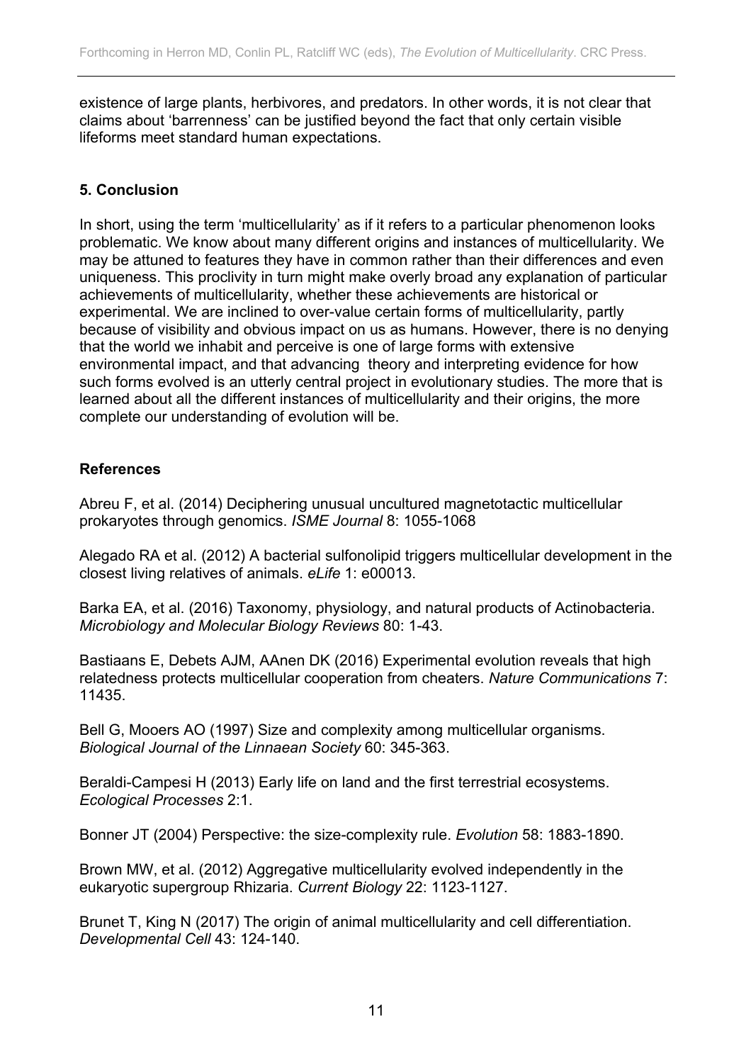existence of large plants, herbivores, and predators. In other words, it is not clear that claims about 'barrenness' can be justified beyond the fact that only certain visible lifeforms meet standard human expectations.

## 5. Conclusion

In short, using the term 'multicellularity' as if it refers to a particular phenomenon looks problematic. We know about many different origins and instances of multicellularity. We may be attuned to features they have in common rather than their differences and even uniqueness. This proclivity in turn might make overly broad any explanation of particular achievements of multicellularity, whether these achievements are historical or experimental. We are inclined to over-value certain forms of multicellularity, partly because of visibility and obvious impact on us as humans. However, there is no denying that the world we inhabit and perceive is one of large forms with extensive environmental impact, and that advancing theory and interpreting evidence for how such forms evolved is an utterly central project in evolutionary studies. The more that is learned about all the different instances of multicellularity and their origins, the more complete our understanding of evolution will be.

## References

Abreu F, et al. (2014) Deciphering unusual uncultured magnetotactic multicellular prokaryotes through genomics. *ISME Journal* 8: 1055-1068

Alegado RA et al. (2012) A bacterial sulfonolipid triggers multicellular development in the closest living relatives of animals. *eLife* 1: e00013.

Barka EA, et al. (2016) Taxonomy, physiology, and natural products of Actinobacteria. *Microbiology and Molecular Biology Reviews* 80: 1-43.

Bastiaans E, Debets AJM, AAnen DK (2016) Experimental evolution reveals that high relatedness protects multicellular cooperation from cheaters. *Nature Communications* 7: 11435.

Bell G, Mooers AO (1997) Size and complexity among multicellular organisms. *Biological Journal of the Linnaean Society* 60: 345-363.

Beraldi-Campesi H (2013) Early life on land and the first terrestrial ecosystems. *Ecological Processes* 2:1.

Bonner JT (2004) Perspective: the size-complexity rule. *Evolution* 58: 1883-1890.

Brown MW, et al. (2012) Aggregative multicellularity evolved independently in the eukaryotic supergroup Rhizaria. *Current Biology* 22: 1123-1127.

Brunet T, King N (2017) The origin of animal multicellularity and cell differentiation. *Developmental Cell* 43: 124-140.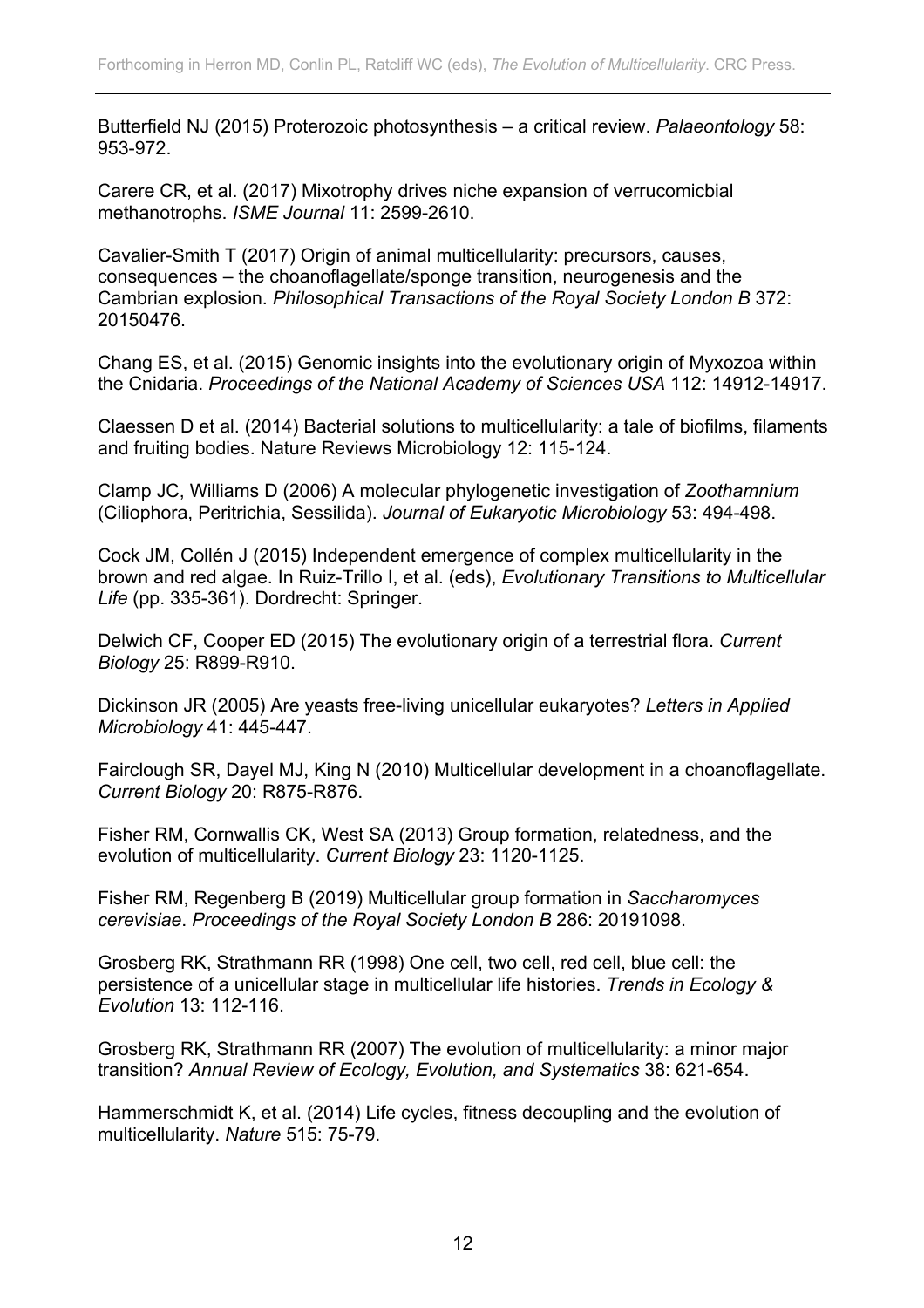Butterfield NJ (2015) Proterozoic photosynthesis – a critical review. *Palaeontology* 58: 953-972.

Carere CR, et al. (2017) Mixotrophy drives niche expansion of verrucomicbial methanotrophs. *ISME Journal* 11: 2599-2610.

Cavalier-Smith T (2017) Origin of animal multicellularity: precursors, causes, consequences – the choanoflagellate/sponge transition, neurogenesis and the Cambrian explosion. *Philosophical Transactions of the Royal Society London B* 372: 20150476.

Chang ES, et al. (2015) Genomic insights into the evolutionary origin of Myxozoa within the Cnidaria. *Proceedings of the National Academy of Sciences USA* 112: 14912-14917.

Claessen D et al. (2014) Bacterial solutions to multicellularity: a tale of biofilms, filaments and fruiting bodies. Nature Reviews Microbiology 12: 115-124.

Clamp JC, Williams D (2006) A molecular phylogenetic investigation of *Zoothamnium* (Ciliophora, Peritrichia, Sessilida). *Journal of Eukaryotic Microbiology* 53: 494-498.

Cock JM, Collén J (2015) Independent emergence of complex multicellularity in the brown and red algae. In Ruiz-Trillo I, et al. (eds), *Evolutionary Transitions to Multicellular Life* (pp. 335-361). Dordrecht: Springer.

Delwich CF, Cooper ED (2015) The evolutionary origin of a terrestrial flora. *Current Biology* 25: R899-R910.

Dickinson JR (2005) Are yeasts free-living unicellular eukaryotes? *Letters in Applied Microbiology* 41: 445-447.

Fairclough SR, Dayel MJ, King N (2010) Multicellular development in a choanoflagellate. *Current Biology* 20: R875-R876.

Fisher RM, Cornwallis CK, West SA (2013) Group formation, relatedness, and the evolution of multicellularity. *Current Biology* 23: 1120-1125.

Fisher RM, Regenberg B (2019) Multicellular group formation in *Saccharomyces cerevisiae*. *Proceedings of the Royal Society London B* 286: 20191098.

Grosberg RK, Strathmann RR (1998) One cell, two cell, red cell, blue cell: the persistence of a unicellular stage in multicellular life histories. *Trends in Ecology & Evolution* 13: 112-116.

Grosberg RK, Strathmann RR (2007) The evolution of multicellularity: a minor major transition? *Annual Review of Ecology, Evolution, and Systematics* 38: 621-654.

Hammerschmidt K, et al. (2014) Life cycles, fitness decoupling and the evolution of multicellularity. *Nature* 515: 75-79.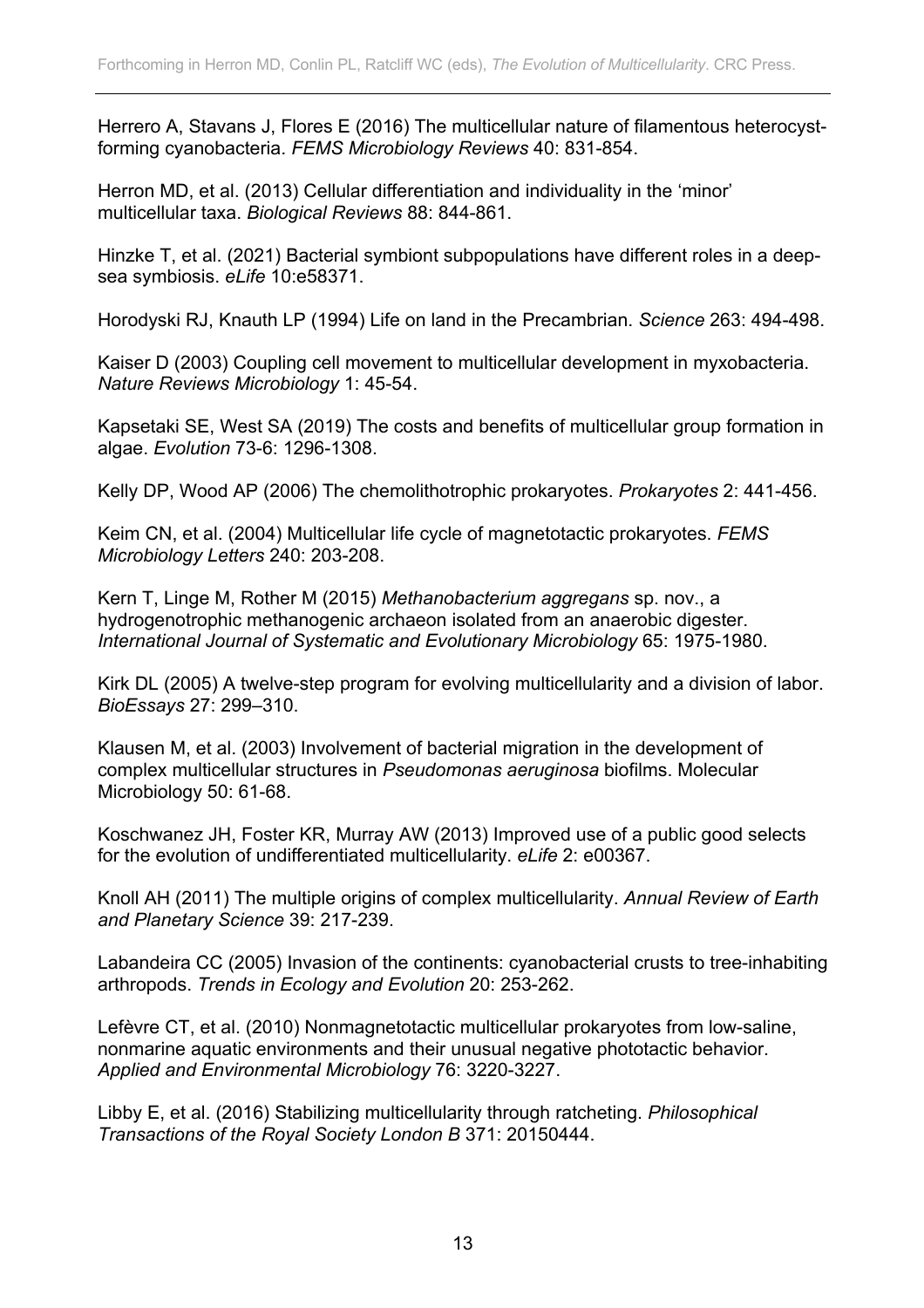Herrero A, Stavans J, Flores E (2016) The multicellular nature of filamentous heterocyst-forming cyanobacteria. *FEMS Microbiology Reviews* 40: 831-854.

Herron MD, et al. (2013) Cellular differentiation and individuality in the 'minor' multicellular taxa. *Biological Reviews* 88: 844-861.

Hinzke T, et al. (2021) Bacterial symbiont subpopulations have different roles in a deep-sea symbiosis. *eLife* 10:e58371.

Horodyski RJ, Knauth LP (1994) Life on land in the Precambrian. *Science* 263: 494-498.

Kaiser D (2003) Coupling cell movement to multicellular development in myxobacteria. *Nature Reviews Microbiology* 1: 45-54.

Kapsetaki SE, West SA (2019) The costs and benefits of multicellular group formation in algae. *Evolution* 73-6: 1296-1308.

Kelly DP, Wood AP (2006) The chemolithotrophic prokaryotes. *Prokaryotes* 2: 441-456.

Keim CN, et al. (2004) Multicellular life cycle of magnetotactic prokaryotes. *FEMS Microbiology Letters* 240: 203-208.

Kern T, Linge M, Rother M (2015) *Methanobacterium aggregans* sp. nov., a hydrogenotrophic methanogenic archaeon isolated from an anaerobic digester. *International Journal of Systematic and Evolutionary Microbiology* 65: 1975-1980.

Kirk DL (2005) A twelve-step program for evolving multicellularity and a division of labor. *BioEssays* 27: 299–310.

Klausen M, et al. (2003) Involvement of bacterial migration in the development of complex multicellular structures in *Pseudomonas aeruginosa* biofilms. Molecular Microbiology 50: 61-68.

Koschwanez JH, Foster KR, Murray AW (2013) Improved use of a public good selects for the evolution of undifferentiated multicellularity. *eLife* 2: e00367.

Knoll AH (2011) The multiple origins of complex multicellularity. *Annual Review of Earth and Planetary Science* 39: 217-239.

Labandeira CC (2005) Invasion of the continents: cyanobacterial crusts to tree-inhabiting arthropods. *Trends in Ecology and Evolution* 20: 253-262.

Lefèvre CT, et al. (2010) Nonmagnetotactic multicellular prokaryotes from low-saline, nonmarine aquatic environments and their unusual negative phototactic behavior. *Applied and Environmental Microbiology* 76: 3220-3227.

Libby E, et al. (2016) Stabilizing multicellularity through ratcheting. *Philosophical Transactions of the Royal Society London B* 371: 20150444.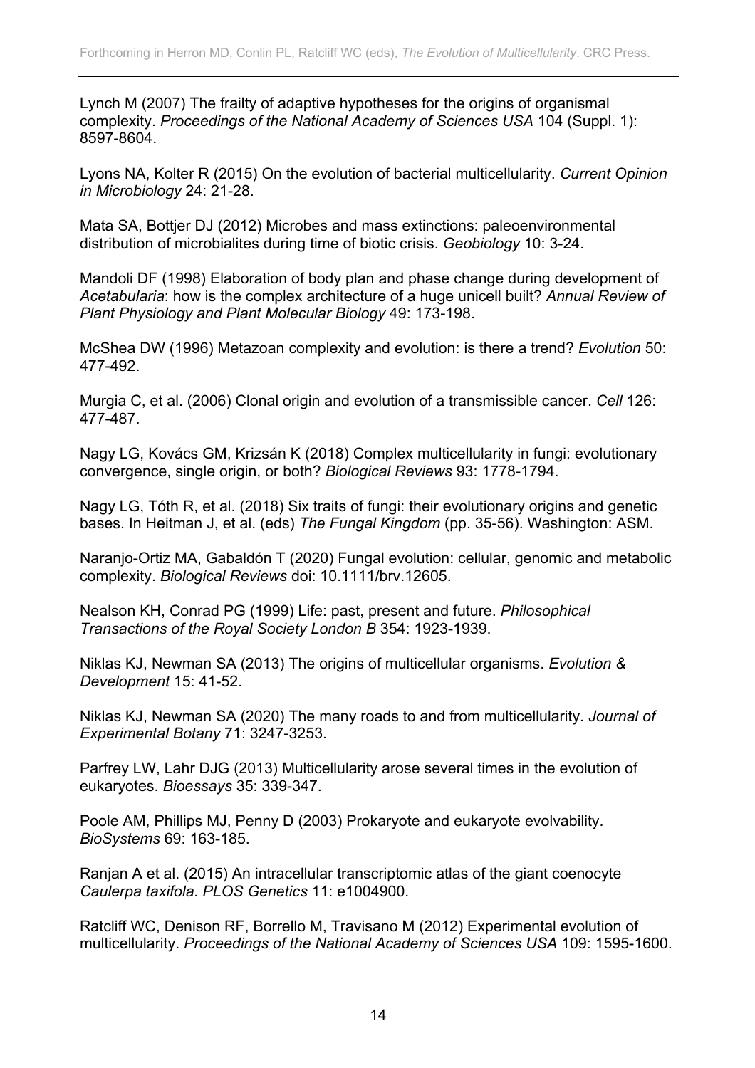Lynch M (2007) The frailty of adaptive hypotheses for the origins of organismal complexity. *Proceedings of the National Academy of Sciences USA* 104 (Suppl. 1): 8597-8604.

Lyons NA, Kolter R (2015) On the evolution of bacterial multicellularity. *Current Opinion in Microbiology* 24: 21-28.

Mata SA, Bottjer DJ (2012) Microbes and mass extinctions: paleoenvironmental distribution of microbialites during time of biotic crisis. *Geobiology* 10: 3-24.

Mandoli DF (1998) Elaboration of body plan and phase change during development of *Acetabularia*: how is the complex architecture of a huge unicell built? *Annual Review of Plant Physiology and Plant Molecular Biology* 49: 173-198.

McShea DW (1996) Metazoan complexity and evolution: is there a trend? *Evolution* 50: 477-492.

Murgia C, et al. (2006) Clonal origin and evolution of a transmissible cancer. *Cell* 126: 477-487.

Nagy LG, Kovács GM, Krizsán K (2018) Complex multicellularity in fungi: evolutionary convergence, single origin, or both? *Biological Reviews* 93: 1778-1794.

Nagy LG, Tóth R, et al. (2018) Six traits of fungi: their evolutionary origins and genetic bases. In Heitman J, et al. (eds) *The Fungal Kingdom* (pp. 35-56). Washington: ASM.

Naranjo-Ortiz MA, Gabaldón T (2020) Fungal evolution: cellular, genomic and metabolic complexity. *Biological Reviews* doi: 10.1111/brv.12605.

Nealson KH, Conrad PG (1999) Life: past, present and future. *Philosophical Transactions of the Royal Society London B* 354: 1923-1939.

Niklas KJ, Newman SA (2013) The origins of multicellular organisms. *Evolution & Development* 15: 41-52.

Niklas KJ, Newman SA (2020) The many roads to and from multicellularity. *Journal of Experimental Botany* 71: 3247-3253.

Parfrey LW, Lahr DJG (2013) Multicellularity arose several times in the evolution of eukaryotes. *Bioessays* 35: 339-347.

Poole AM, Phillips MJ, Penny D (2003) Prokaryote and eukaryote evolvability. *BioSystems* 69: 163-185.

Ranjan A et al. (2015) An intracellular transcriptomic atlas of the giant coenocyte *Caulerpa taxifola*. *PLOS Genetics* 11: e1004900.

Ratcliff WC, Denison RF, Borrello M, Travisano M (2012) Experimental evolution of multicellularity. *Proceedings of the National Academy of Sciences USA* 109: 1595-1600.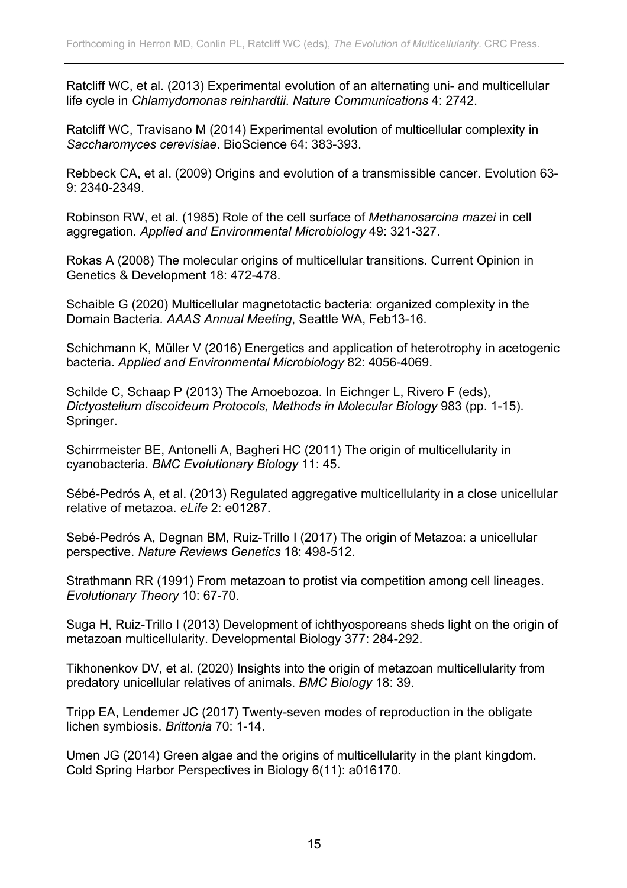Ratcliff WC, et al. (2013) Experimental evolution of an alternating uni- and multicellular life cycle in *Chlamydomonas reinhardtii*. *Nature Communications* 4: 2742.

Ratcliff WC, Travisano M (2014) Experimental evolution of multicellular complexity in *Saccharomyces cerevisiae*. BioScience 64: 383-393.

Rebbeck CA, et al. (2009) Origins and evolution of a transmissible cancer. Evolution 63-9: 2340-2349.

Robinson RW, et al. (1985) Role of the cell surface of *Methanosarcina mazei* in cell aggregation. *Applied and Environmental Microbiology* 49: 321-327.

Rokas A (2008) The molecular origins of multicellular transitions. Current Opinion in Genetics & Development 18: 472-478.

Schaible G (2020) Multicellular magnetotactic bacteria: organized complexity in the Domain Bacteria*. AAAS Annual Meeting*, Seattle WA, Feb13-16.

Schichmann K, Müller V (2016) Energetics and application of heterotrophy in acetogenic bacteria. *Applied and Environmental Microbiology* 82: 4056-4069.

Schilde C, Schaap P (2013) The Amoebozoa. In Eichnger L, Rivero F (eds), *Dictyostelium discoideum Protocols, Methods in Molecular Biology* 983 (pp. 1-15). Springer.

Schirrmeister BE, Antonelli A, Bagheri HC (2011) The origin of multicellularity in cyanobacteria. *BMC Evolutionary Biology* 11: 45.

Sébé-Pedrós A, et al. (2013) Regulated aggregative multicellularity in a close unicellular relative of metazoa. *eLife* 2: e01287.

Sebé-Pedrós A, Degnan BM, Ruiz-Trillo I (2017) The origin of Metazoa: a unicellular perspective. *Nature Reviews Genetics* 18: 498-512.

Strathmann RR (1991) From metazoan to protist via competition among cell lineages. *Evolutionary Theory* 10: 67-70.

Suga H, Ruiz-Trillo I (2013) Development of ichthyosporeans sheds light on the origin of metazoan multicellularity. Developmental Biology 377: 284-292.

Tikhonenkov DV, et al. (2020) Insights into the origin of metazoan multicellularity from predatory unicellular relatives of animals. *BMC Biology* 18: 39.

Tripp EA, Lendemer JC (2017) Twenty-seven modes of reproduction in the obligate lichen symbiosis. *Brittonia* 70: 1-14.

Umen JG (2014) Green algae and the origins of multicellularity in the plant kingdom. Cold Spring Harbor Perspectives in Biology 6(11): a016170.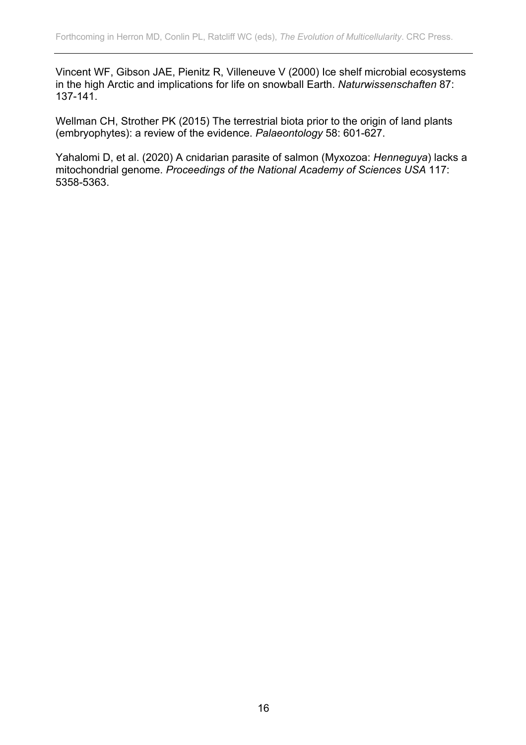Vincent WF, Gibson JAE, Pienitz R, Villeneuve V (2000) Ice shelf microbial ecosystems in the high Arctic and implications for life on snowball Earth. *Naturwissenschaften* 87: 137-141.

Wellman CH, Strother PK (2015) The terrestrial biota prior to the origin of land plants (embryophytes): a review of the evidence. *Palaeontology* 58: 601-627.

Yahalomi D, et al. (2020) A cnidarian parasite of salmon (Myxozoa: *Henneguya*) lacks a mitochondrial genome. *Proceedings of the National Academy of Sciences USA* 117: 5358-5363.